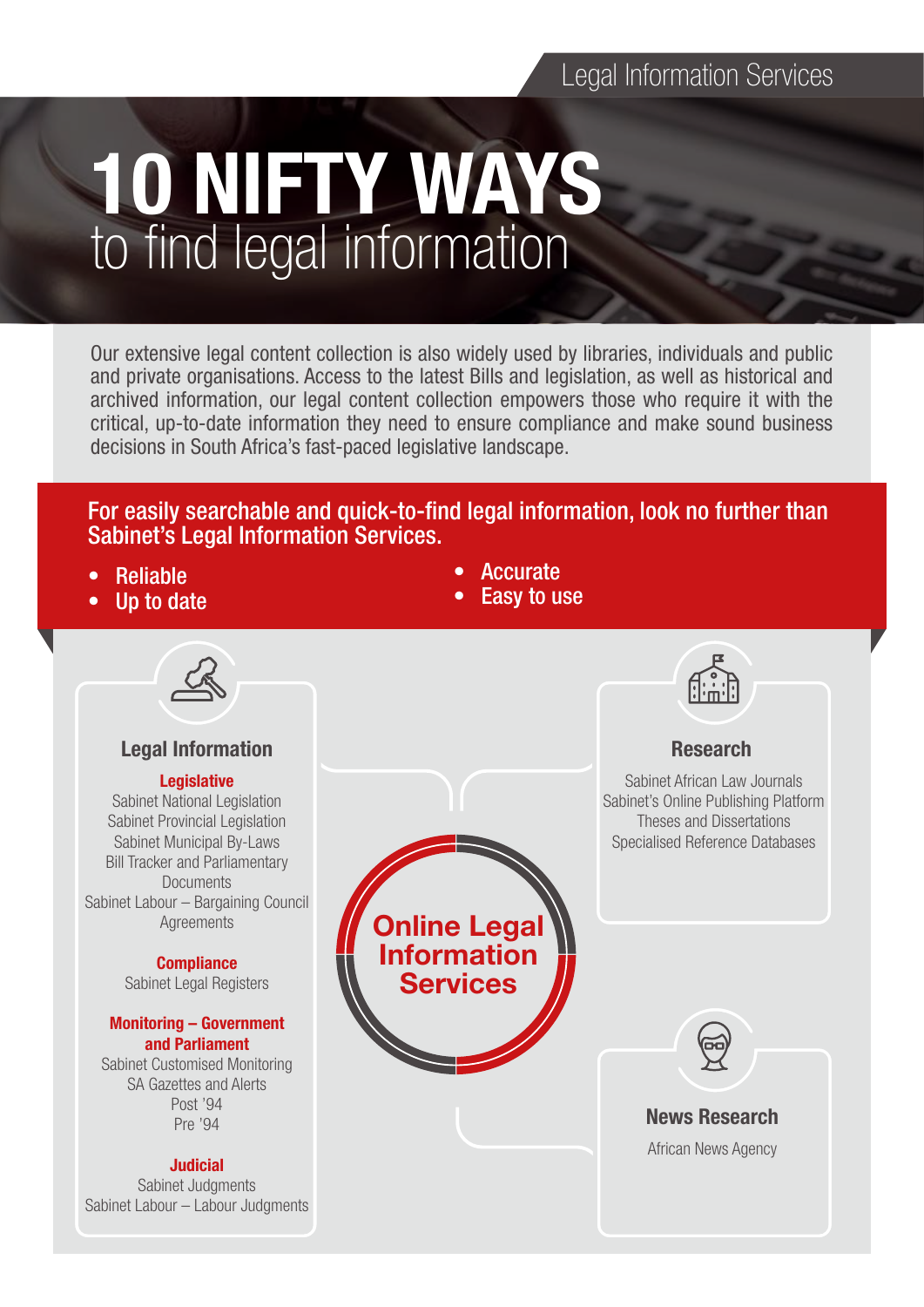Legal Information Services

# 10 NIFTY WAYS
## to find legal information

Our extensive legal content collection is also widely used by libraries, individuals and public and private organisations. Access to the latest Bills and legislation, as well as historical and archived information, our legal content collection empowers those who require it with the critical, up-to-date information they need to ensure compliance and make sound business decisions in South Africa's fast-paced legislative landscape.

**For easily searchable and quick-to-find legal information, look no further than Sabinet's Legal Information Services.**

- Reliable
- Up to date
- Accurate
- Easy to use

## Online Legal Information Services

### Legal Information

**Legislative**
Sabinet National Legislation
Sabinet Provincial Legislation
Sabinet Municipal By-Laws
Bill Tracker and Parliamentary Documents
Sabinet Labour – Bargaining Council Agreements

**Compliance**
Sabinet Legal Registers

**Monitoring – Government and Parliament**
Sabinet Customised Monitoring
SA Gazettes and Alerts
Post '94
Pre '94

**Judicial**
Sabinet Judgments
Sabinet Labour – Labour Judgments

### Research

Sabinet African Law Journals
Sabinet's Online Publishing Platform
Theses and Dissertations
Specialised Reference Databases

### News Research

African News Agency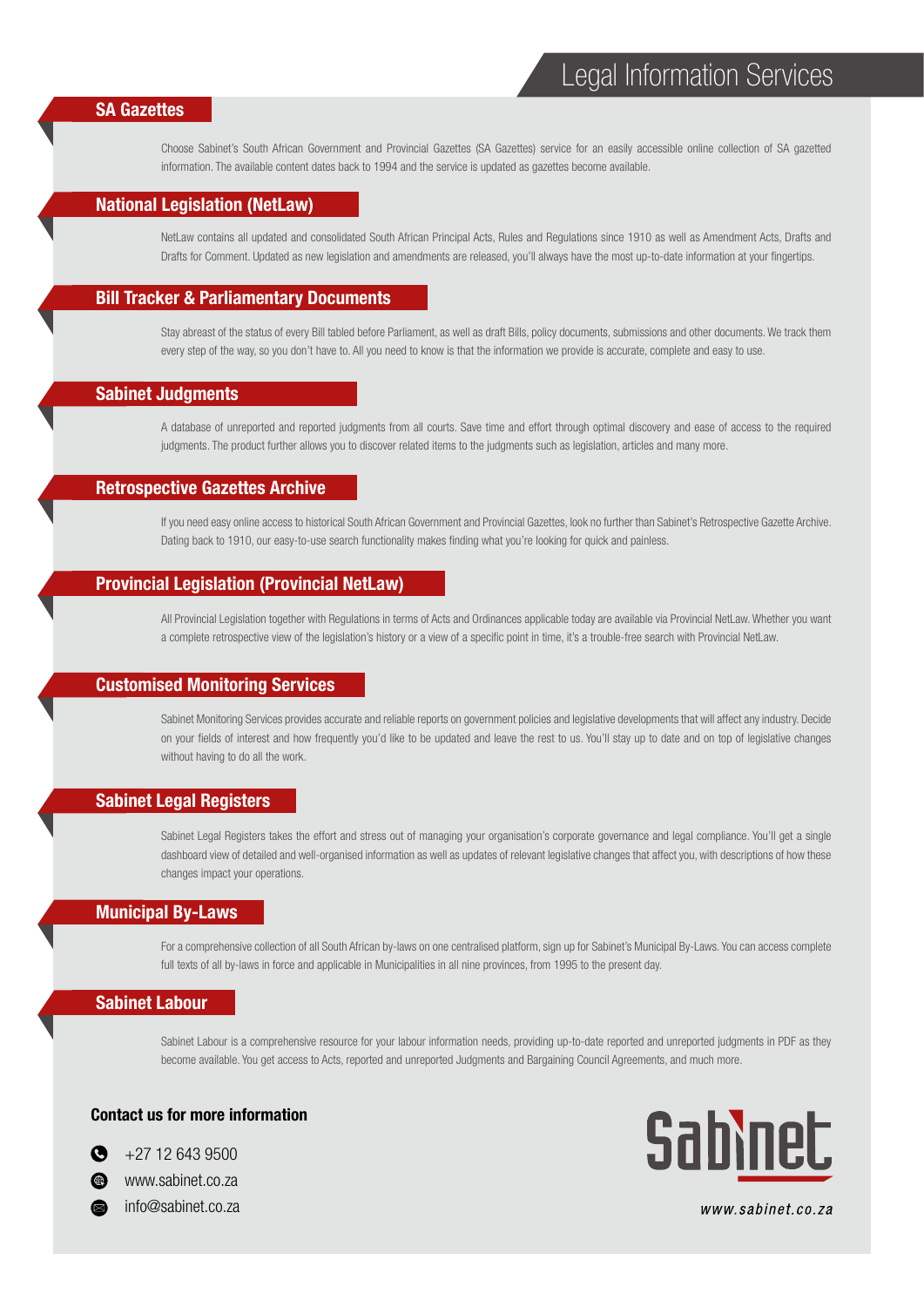# Legal Information Services

## SA Gazettes

Choose Sabinet's South African Government and Provincial Gazettes (SA Gazettes) service for an easily accessible online collection of SA gazetted information. The available content dates back to 1994 and the service is updated as gazettes become available.

## National Legislation (NetLaw)

NetLaw contains all updated and consolidated South African Principal Acts, Rules and Regulations since 1910 as well as Amendment Acts, Drafts and Drafts for Comment. Updated as new legislation and amendments are released, you'll always have the most up-to-date information at your fingertips.

## Bill Tracker & Parliamentary Documents

Stay abreast of the status of every Bill tabled before Parliament, as well as draft Bills, policy documents, submissions and other documents. We track them every step of the way, so you don't have to. All you need to know is that the information we provide is accurate, complete and easy to use.

## Sabinet Judgments

A database of unreported and reported judgments from all courts. Save time and effort through optimal discovery and ease of access to the required judgments. The product further allows you to discover related items to the judgments such as legislation, articles and many more.

## Retrospective Gazettes Archive

If you need easy online access to historical South African Government and Provincial Gazettes, look no further than Sabinet's Retrospective Gazette Archive. Dating back to 1910, our easy-to-use search functionality makes finding what you're looking for quick and painless.

## Provincial Legislation (Provincial NetLaw)

All Provincial Legislation together with Regulations in terms of Acts and Ordinances applicable today are available via Provincial NetLaw. Whether you want a complete retrospective view of the legislation's history or a view of a specific point in time, it's a trouble-free search with Provincial NetLaw.

## Customised Monitoring Services

Sabinet Monitoring Services provides accurate and reliable reports on government policies and legislative developments that will affect any industry. Decide on your fields of interest and how frequently you'd like to be updated and leave the rest to us. You'll stay up to date and on top of legislative changes without having to do all the work.

## Sabinet Legal Registers

Sabinet Legal Registers takes the effort and stress out of managing your organisation's corporate governance and legal compliance. You'll get a single dashboard view of detailed and well-organised information as well as updates of relevant legislative changes that affect you, with descriptions of how these changes impact your operations.

## Municipal By-Laws

For a comprehensive collection of all South African by-laws on one centralised platform, sign up for Sabinet's Municipal By-Laws. You can access complete full texts of all by-laws in force and applicable in Municipalities in all nine provinces, from 1995 to the present day.

## Sabinet Labour

Sabinet Labour is a comprehensive resource for your labour information needs, providing up-to-date reported and unreported judgments in PDF as they become available. You get access to Acts, reported and unreported Judgments and Bargaining Council Agreements, and much more.

**Contact us for more information**

- +27 12 643 9500
- www.sabinet.co.za
- info@sabinet.co.za

Sabinet

*www.sabinet.co.za*